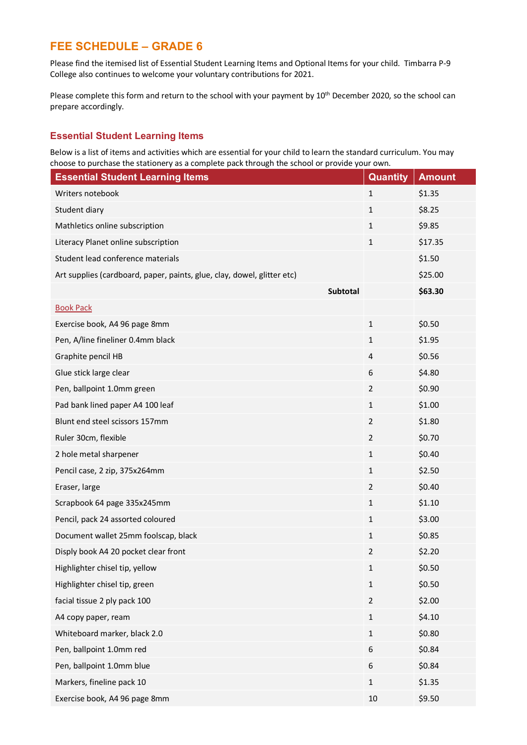## FEE SCHEDULE – GRADE 6

Please find the itemised list of Essential Student Learning Items and Optional Items for your child. Timbarra P-9 College also continues to welcome your voluntary contributions for 2021.

Please complete this form and return to the school with your payment by 10th December 2020, so the school can prepare accordingly.

### Essential Student Learning Items

Below is a list of items and activities which are essential for your child to learn the standard curriculum. You may choose to purchase the stationery as a complete pack through the school or provide your own.

| Essential Student Learning Items | Quantity | Amount |
|---|---|---|
| Writers notebook | 1 | $1.35 |
| Student diary | 1 | $8.25 |
| Mathletics online subscription | 1 | $9.85 |
| Literacy Planet online subscription | 1 | $17.35 |
| Student lead conference materials | | $1.50 |
| Art supplies (cardboard, paper, paints, glue, clay, dowel, glitter etc) | | $25.00 |
| **Subtotal** | | **$63.30** |
| Book Pack | | |
| Exercise book, A4 96 page 8mm | 1 | $0.50 |
| Pen, A/line fineliner 0.4mm black | 1 | $1.95 |
| Graphite pencil HB | 4 | $0.56 |
| Glue stick large clear | 6 | $4.80 |
| Pen, ballpoint 1.0mm green | 2 | $0.90 |
| Pad bank lined paper A4 100 leaf | 1 | $1.00 |
| Blunt end steel scissors 157mm | 2 | $1.80 |
| Ruler 30cm, flexible | 2 | $0.70 |
| 2 hole metal sharpener | 1 | $0.40 |
| Pencil case, 2 zip, 375x264mm | 1 | $2.50 |
| Eraser, large | 2 | $0.40 |
| Scrapbook 64 page 335x245mm | 1 | $1.10 |
| Pencil, pack 24 assorted coloured | 1 | $3.00 |
| Document wallet 25mm foolscap, black | 1 | $0.85 |
| Disply book A4 20 pocket clear front | 2 | $2.20 |
| Highlighter chisel tip, yellow | 1 | $0.50 |
| Highlighter chisel tip, green | 1 | $0.50 |
| facial tissue 2 ply pack 100 | 2 | $2.00 |
| A4 copy paper, ream | 1 | $4.10 |
| Whiteboard marker, black 2.0 | 1 | $0.80 |
| Pen, ballpoint 1.0mm red | 6 | $0.84 |
| Pen, ballpoint 1.0mm blue | 6 | $0.84 |
| Markers, fineline pack 10 | 1 | $1.35 |
| Exercise book, A4 96 page 8mm | 10 | $9.50 |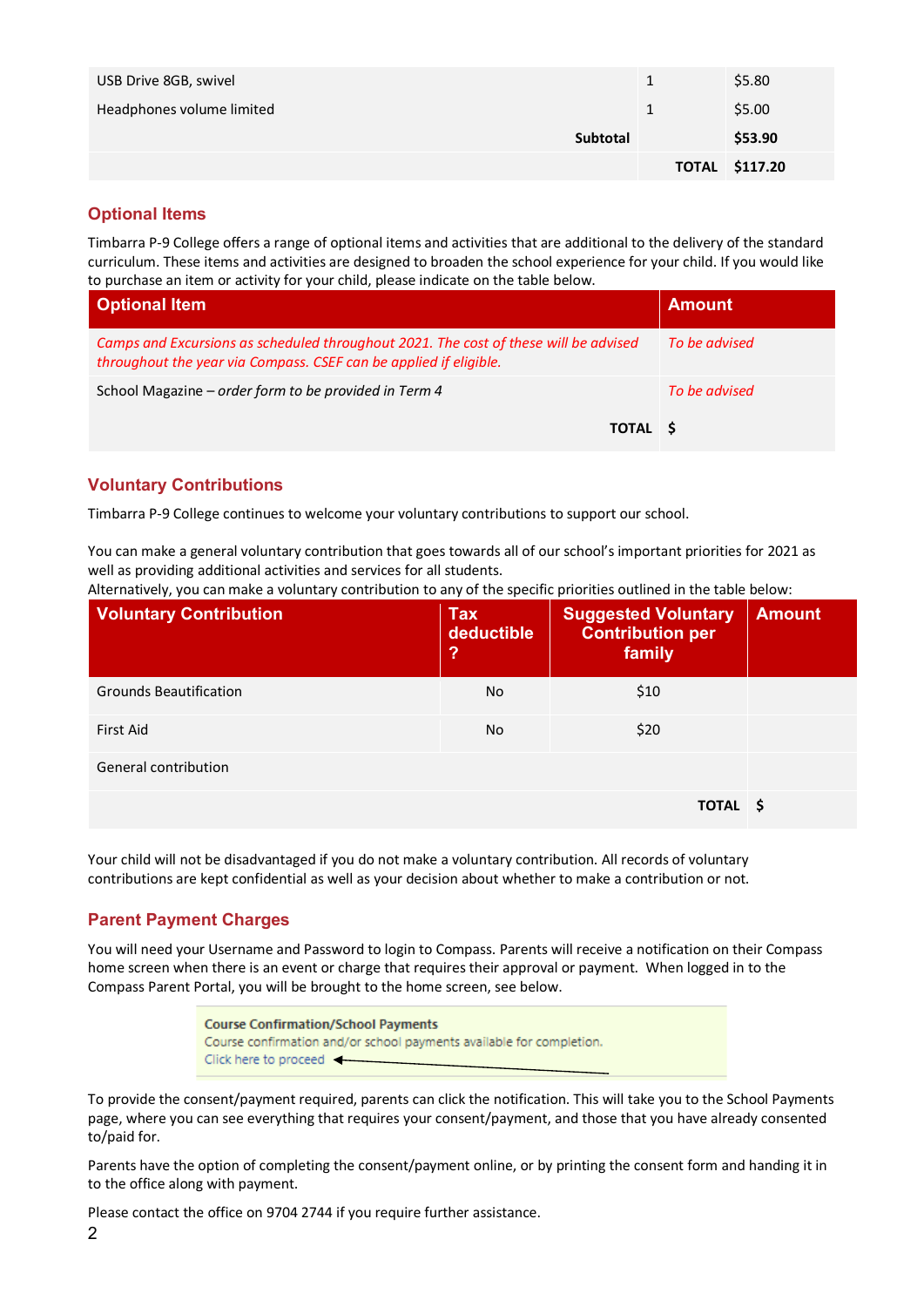| | | |
|---|---|---|
| USB Drive 8GB, swivel | 1 | $5.80 |
| Headphones volume limited | 1 | $5.00 |
| **Subtotal** | | **$53.90** |
| | **TOTAL** | **$117.20** |

## Optional Items

Timbarra P-9 College offers a range of optional items and activities that are additional to the delivery of the standard curriculum. These items and activities are designed to broaden the school experience for your child. If you would like to purchase an item or activity for your child, please indicate on the table below.

| Optional Item | Amount |
|---|---|
| *Camps and Excursions as scheduled throughout 2021. The cost of these will be advised throughout the year via Compass. CSEF can be applied if eligible.* | *To be advised* |
| School Magazine – *order form to be provided in Term 4* | *To be advised* |
| **TOTAL** | **$** |

## Voluntary Contributions

Timbarra P-9 College continues to welcome your voluntary contributions to support our school.

You can make a general voluntary contribution that goes towards all of our school's important priorities for 2021 as well as providing additional activities and services for all students.
Alternatively, you can make a voluntary contribution to any of the specific priorities outlined in the table below:

| Voluntary Contribution | Tax deductible ? | Suggested Voluntary Contribution per family | Amount |
|---|---|---|---|
| Grounds Beautification | No | $10 | |
| First Aid | No | $20 | |
| General contribution | | | |
| | | **TOTAL** | **$** |

Your child will not be disadvantaged if you do not make a voluntary contribution. All records of voluntary contributions are kept confidential as well as your decision about whether to make a contribution or not.

## Parent Payment Charges

You will need your Username and Password to login to Compass. Parents will receive a notification on their Compass home screen when there is an event or charge that requires their approval or payment. When logged in to the Compass Parent Portal, you will be brought to the home screen, see below.

**Course Confirmation/School Payments**
Course confirmation and/or school payments available for completion.
Click here to proceed

To provide the consent/payment required, parents can click the notification. This will take you to the School Payments page, where you can see everything that requires your consent/payment, and those that you have already consented to/paid for.

Parents have the option of completing the consent/payment online, or by printing the consent form and handing it in to the office along with payment.

Please contact the office on 9704 2744 if you require further assistance.